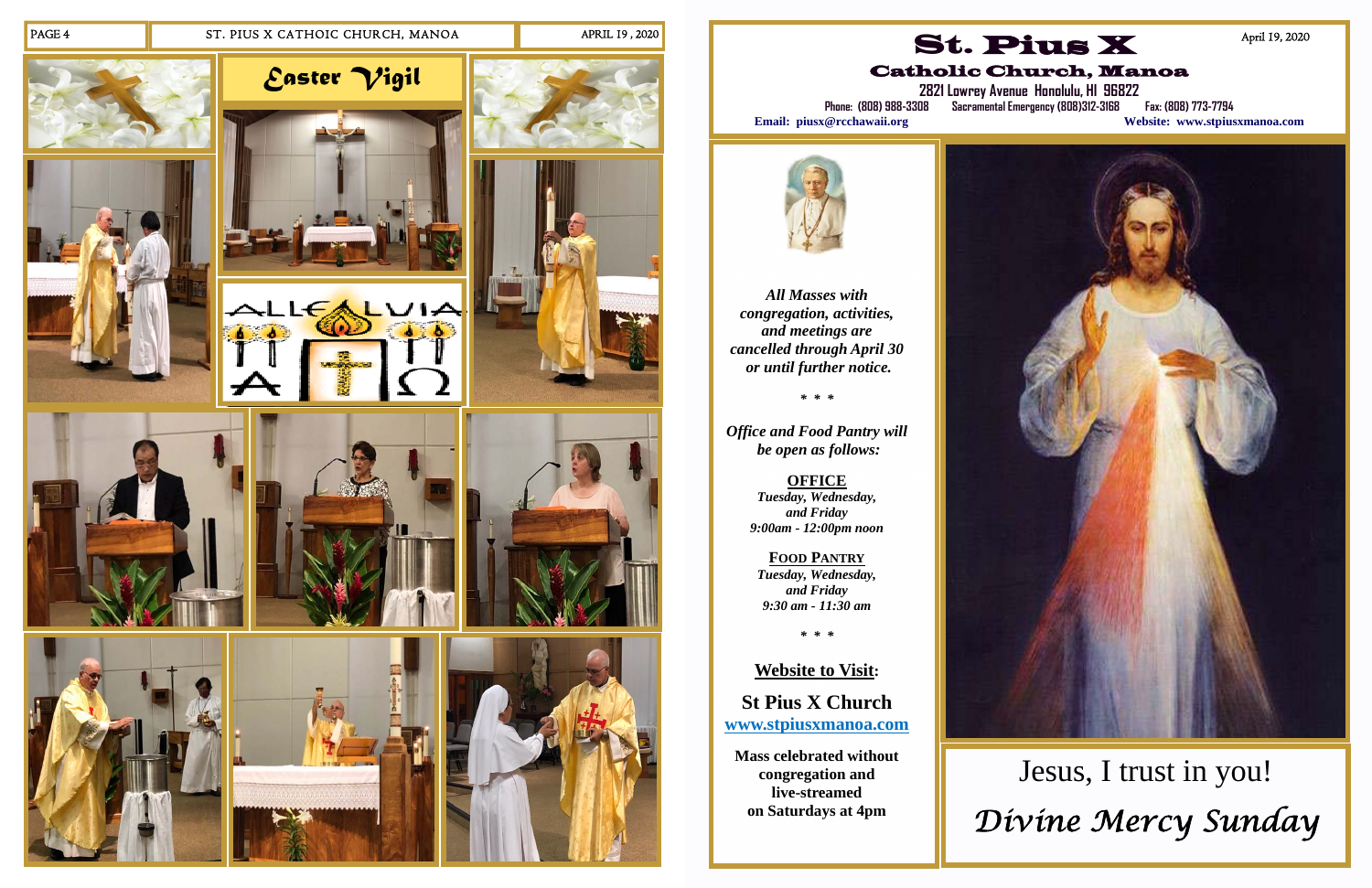# Easter Vigil

ALLELUIA

# St. Pius X

## Catholic Church, Manoa

April 19, 2020

2821 Lowrey Avenue Honolulu, HI 96822

Phone: (808) 988-3308 Sacramental Emergency (808)312-3168 Fax: (808) 773-7794

**Email: piusx@rcchawaii.org** **Website: www.stpiusxmanoa.com**

***All Masses with congregation, activities, and meetings are cancelled through April 30 or until further notice.***

\* \* \*

***Office and Food Pantry will be open as follows:***

**OFFICE**

***Tuesday, Wednesday, and Friday***
***9:00am - 12:00pm noon***

**FOOD PANTRY**

***Tuesday, Wednesday, and Friday***
***9:30 am - 11:30 am***

\* \* \*

**Website to Visit:**

**St Pius X Church**
**www.stpiusxmanoa.com**

**Mass celebrated without congregation and live-streamed on Saturdays at 4pm**

Jesus, I trust in you!

*Divine Mercy Sunday*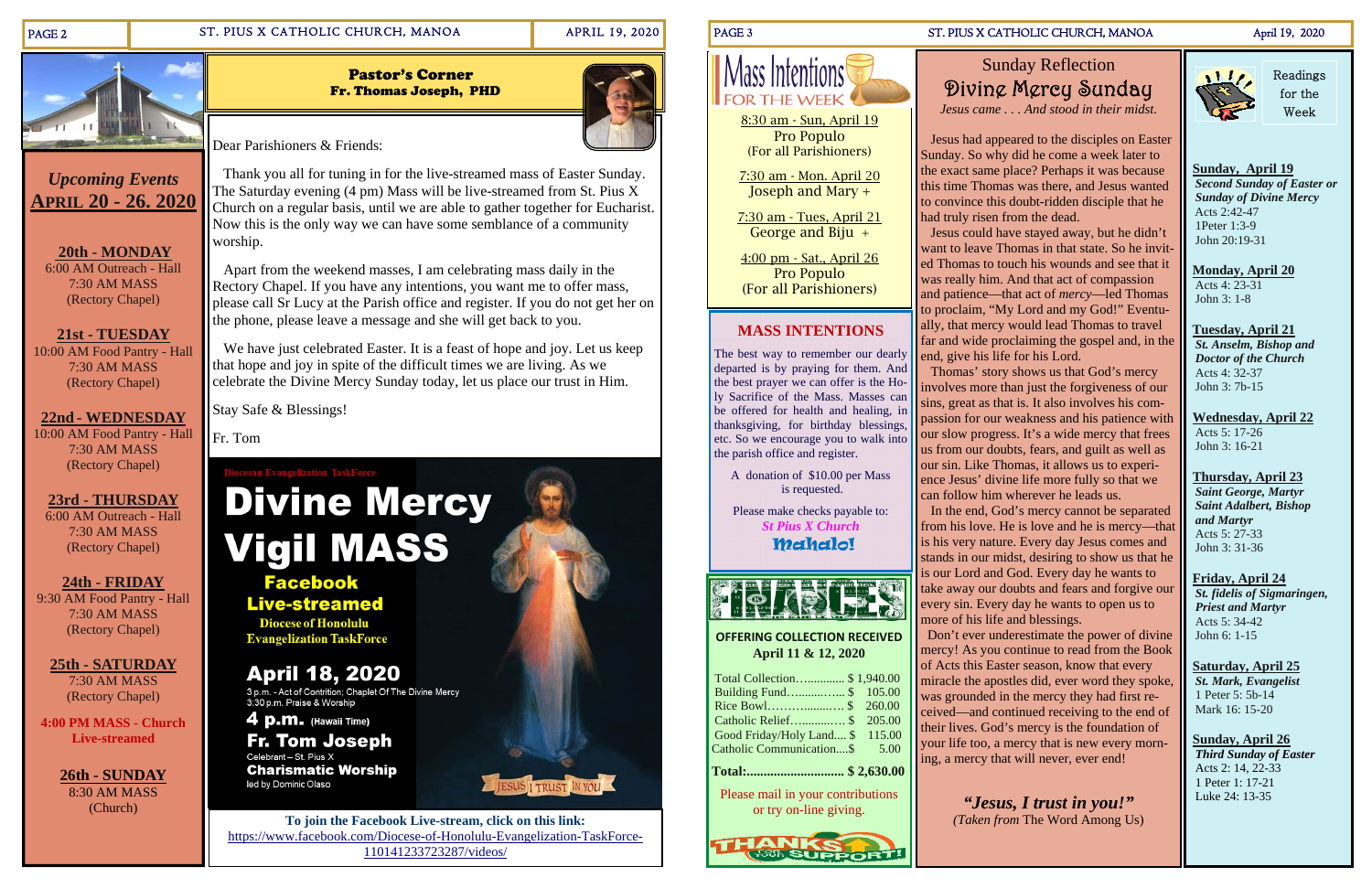## Upcoming Events

## APRIL 20 - 26. 2020

**20th - MONDAY**
6:00 AM Outreach - Hall
7:30 AM MASS
(Rectory Chapel)

**21st - TUESDAY**
10:00 AM Food Pantry - Hall
7:30 AM MASS
(Rectory Chapel)

**22nd - WEDNESDAY**
10:00 AM Food Pantry - Hall
7:30 AM MASS
(Rectory Chapel)

**23rd - THURSDAY**
6:00 AM Outreach - Hall
7:30 AM MASS
(Rectory Chapel)

**24th - FRIDAY**
9:30 AM Food Pantry - Hall
7:30 AM MASS
(Rectory Chapel)

**25th - SATURDAY**
7:30 AM MASS
(Rectory Chapel)

**4:00 PM MASS - Church**
**Live-streamed**

**26th - SUNDAY**
8:30 AM MASS
(Church)

## Pastor's Corner
**Fr. Thomas Joseph, PHD**

Dear Parishioners & Friends:

Thank you all for tuning in for the live-streamed mass of Easter Sunday. The Saturday evening (4 pm) Mass will be live-streamed from St. Pius X Church on a regular basis, until we are able to gather together for Eucharist. Now this is the only way we can have some semblance of a community worship.

Apart from the weekend masses, I am celebrating mass daily in the Rectory Chapel. If you have any intentions, you want me to offer mass, please call Sr Lucy at the Parish office and register. If you do not get her on the phone, please leave a message and she will get back to you.

We have just celebrated Easter. It is a feast of hope and joy. Let us keep that hope and joy in spite of the difficult times we are living. As we celebrate the Divine Mercy Sunday today, let us place our trust in Him.

Stay Safe & Blessings!

Fr. Tom

Diocesan Evangelization TaskForce

# Divine Mercy Vigil MASS

**Facebook Live-streamed**
Diocese of Honolulu Evangelization TaskForce

**April 18, 2020**
3 p.m. - Act of Contrition; Chaplet Of The Divine Mercy
3:30 p.m. Praise & Worship

**4 p.m.** (Hawaii Time)
**Fr. Tom Joseph**
Celebrant – St. Pius X
**Charismatic Worship**
led by Dominic Olaso

JESUS I TRUST IN YOU

**To join the Facebook Live-stream, click on this link:**
https://www.facebook.com/Diocese-of-Honolulu-Evangelization-TaskForce-110141233723287/videos/

## Mass Intentions FOR THE WEEK

8:30 am - Sun, April 19
Pro Populo
(For all Parishioners)

7:30 am - Mon. April 20
Joseph and Mary +

7:30 am - Tues, April 21
George and Biju +

4:00 pm - Sat., April 26
Pro Populo
(For all Parishioners)

## MASS INTENTIONS

The best way to remember our dearly departed is by praying for them. And the best prayer we can offer is the Holy Sacrifice of the Mass. Masses can be offered for health and healing, in thanksgiving, for birthday blessings, etc. So we encourage you to walk into the parish office and register.

A donation of $10.00 per Mass is requested.

Please make checks payable to:
*St Pius X Church*
**Mahalo!**

**OFFERING COLLECTION RECEIVED**
**April 11 & 12, 2020**

| | |
|---|---|
| Total Collection…........... | $ 1,940.00 |
| Building Fund….........…. | $ 105.00 |
| Rice Bowl…….….....…. | $ 260.00 |
| Catholic Relief…..........… | $ 205.00 |
| Good Friday/Holy Land.... | $ 115.00 |
| Catholic Communication.... | $ 5.00 |
| **Total:.........................** | **$ 2,630.00** |

Please mail in your contributions or try on-line giving.

THANKS FOR YOUR SUPPORT!

## Sunday Reflection
## Divine Mercy Sunday
*Jesus came . . . And stood in their midst.*

Jesus had appeared to the disciples on Easter Sunday. So why did he come a week later to the exact same place? Perhaps it was because this time Thomas was there, and Jesus wanted to convince this doubt-ridden disciple that he had truly risen from the dead.

Jesus could have stayed away, but he didn't want to leave Thomas in that state. So he invited Thomas to touch his wounds and see that it was really him. And that act of compassion and patience—that act of *mercy*—led Thomas to proclaim, "My Lord and my God!" Eventually, that mercy would lead Thomas to travel far and wide proclaiming the gospel and, in the end, give his life for his Lord.

Thomas' story shows us that God's mercy involves more than just the forgiveness of our sins, great as that is. It also involves his compassion for our weakness and his patience with our slow progress. It's a wide mercy that frees us from our doubts, fears, and guilt as well as our sin. Like Thomas, it allows us to experience Jesus' divine life more fully so that we can follow him wherever he leads us.

In the end, God's mercy cannot be separated from his love. He is love and he is mercy—that is his very nature. Every day Jesus comes and stands in our midst, desiring to show us that he is our Lord and God. Every day he wants to take away our doubts and fears and forgive our every sin. Every day he wants to open us to more of his life and blessings.

Don't ever underestimate the power of divine mercy! As you continue to read from the Book of Acts this Easter season, know that every miracle the apostles did, ever word they spoke, was grounded in the mercy they had first received—and continued receiving to the end of their lives. God's mercy is the foundation of your life too, a mercy that is new every morning, a mercy that will never, ever end!

***"Jesus, I trust in you!"***
*(Taken from* The Word Among Us)

## Readings for the Week

**Sunday, April 19**
***Second Sunday of Easter or Sunday of Divine Mercy***
Acts 2:42-47
1Peter 1:3-9
John 20:19-31

**Monday, April 20**
Acts 4: 23-31
John 3: 1-8

**Tuesday, April 21**
***St. Anselm, Bishop and Doctor of the Church***
Acts 4: 32-37
John 3: 7b-15

**Wednesday, April 22**
Acts 5: 17-26
John 3: 16-21

**Thursday, April 23**
***Saint George, Martyr***
***Saint Adalbert, Bishop and Martyr***
Acts 5: 27-33
John 3: 31-36

**Friday, April 24**
***St. fidelis of Sigmaringen, Priest and Martyr***
Acts 5: 34-42
John 6: 1-15

**Saturday, April 25**
***St. Mark, Evangelist***
1 Peter 5: 5b-14
Mark 16: 15-20

**Sunday, April 26**
***Third Sunday of Easter***
Acts 2: 14, 22-33
1 Peter 1: 17-21
Luke 24: 13-35